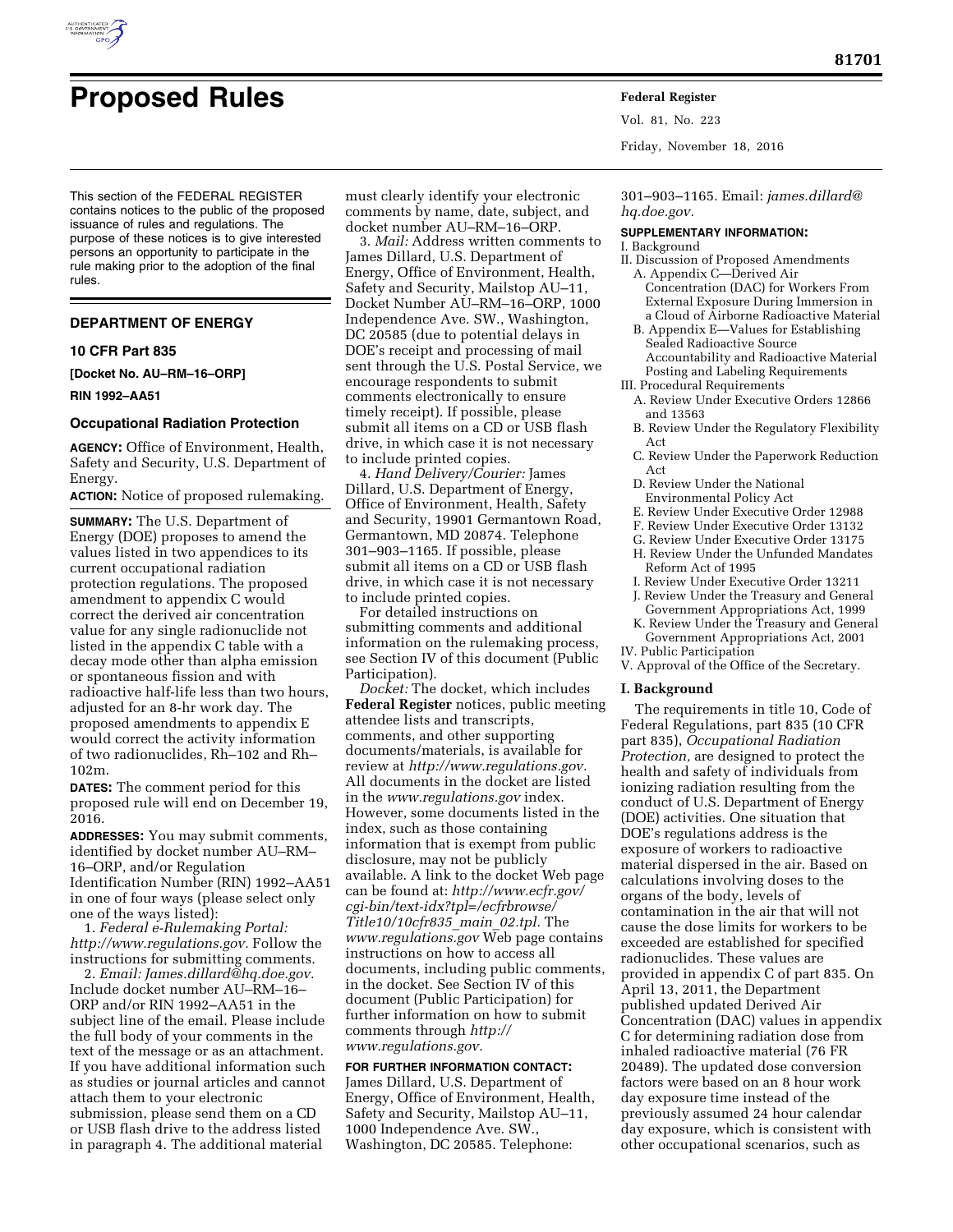# Proposed Rules

This section of the FEDERAL REGISTER contains notices to the public of the proposed issuance of rules and regulations. The purpose of these notices is to give interested persons an opportunity to participate in the rule making prior to the adoption of the final rules.

## DEPARTMENT OF ENERGY

### 10 CFR Part 835

**[Docket No. AU–RM–16–ORP]**

**RIN 1992–AA51**

### Occupational Radiation Protection

**AGENCY:** Office of Environment, Health, Safety and Security, U.S. Department of Energy.

**ACTION:** Notice of proposed rulemaking.

**SUMMARY:** The U.S. Department of Energy (DOE) proposes to amend the values listed in two appendices to its current occupational radiation protection regulations. The proposed amendment to appendix C would correct the derived air concentration value for any single radionuclide not listed in the appendix C table with a decay mode other than alpha emission or spontaneous fission and with radioactive half-life less than two hours, adjusted for an 8-hr work day. The proposed amendments to appendix E would correct the activity information of two radionuclides, Rh–102 and Rh–102m.

**DATES:** The comment period for this proposed rule will end on December 19, 2016.

**ADDRESSES:** You may submit comments, identified by docket number AU–RM–16–ORP, and/or Regulation Identification Number (RIN) 1992–AA51 in one of four ways (please select only one of the ways listed):

1. *Federal e-Rulemaking Portal: http://www.regulations.gov.* Follow the instructions for submitting comments.

2. *Email: James.dillard@hq.doe.gov.* Include docket number AU–RM–16–ORP and/or RIN 1992–AA51 in the subject line of the email. Please include the full body of your comments in the text of the message or as an attachment. If you have additional information such as studies or journal articles and cannot attach them to your electronic submission, please send them on a CD or USB flash drive to the address listed in paragraph 4. The additional material must clearly identify your electronic comments by name, date, subject, and docket number AU–RM–16–ORP.

3. *Mail:* Address written comments to James Dillard, U.S. Department of Energy, Office of Environment, Health, Safety and Security, Mailstop AU–11, Docket Number AU–RM–16–ORP, 1000 Independence Ave. SW., Washington, DC 20585 (due to potential delays in DOE's receipt and processing of mail sent through the U.S. Postal Service, we encourage respondents to submit comments electronically to ensure timely receipt). If possible, please submit all items on a CD or USB flash drive, in which case it is not necessary to include printed copies.

4. *Hand Delivery/Courier:* James Dillard, U.S. Department of Energy, Office of Environment, Health, Safety and Security, 19901 Germantown Road, Germantown, MD 20874. Telephone 301–903–1165. If possible, please submit all items on a CD or USB flash drive, in which case it is not necessary to include printed copies.

For detailed instructions on submitting comments and additional information on the rulemaking process, see Section IV of this document (Public Participation).

*Docket:* The docket, which includes **Federal Register** notices, public meeting attendee lists and transcripts, comments, and other supporting documents/materials, is available for review at *http://www.regulations.gov.* All documents in the docket are listed in the *www.regulations.gov* index. However, some documents listed in the index, such as those containing information that is exempt from public disclosure, may not be publicly available. A link to the docket Web page can be found at: *http://www.ecfr.gov/cgi-bin/text-idx?tpl=/ecfrbrowse/Title10/10cfr835_main_02.tpl.* The *www.regulations.gov* Web page contains instructions on how to access all documents, including public comments, in the docket. See Section IV of this document (Public Participation) for further information on how to submit comments through *http://www.regulations.gov.*

**FOR FURTHER INFORMATION CONTACT:** James Dillard, U.S. Department of Energy, Office of Environment, Health, Safety and Security, Mailstop AU–11, 1000 Independence Ave. SW., Washington, DC 20585. Telephone: 301–903–1165. Email: *james.dillard@hq.doe.gov.*

**SUPPLEMENTARY INFORMATION:**

I. Background
II. Discussion of Proposed Amendments
  A. Appendix C—Derived Air Concentration (DAC) for Workers From External Exposure During Immersion in a Cloud of Airborne Radioactive Material
  B. Appendix E—Values for Establishing Sealed Radioactive Source Accountability and Radioactive Material Posting and Labeling Requirements
III. Procedural Requirements
  A. Review Under Executive Orders 12866 and 13563
  B. Review Under the Regulatory Flexibility Act
  C. Review Under the Paperwork Reduction Act
  D. Review Under the National Environmental Policy Act
  E. Review Under Executive Order 12988
  F. Review Under Executive Order 13132
  G. Review Under Executive Order 13175
  H. Review Under the Unfunded Mandates Reform Act of 1995
  I. Review Under Executive Order 13211
  J. Review Under the Treasury and General Government Appropriations Act, 1999
  K. Review Under the Treasury and General Government Appropriations Act, 2001
IV. Public Participation
V. Approval of the Office of the Secretary.

### I. Background

The requirements in title 10, Code of Federal Regulations, part 835 (10 CFR part 835), *Occupational Radiation Protection,* are designed to protect the health and safety of individuals from ionizing radiation resulting from the conduct of U.S. Department of Energy (DOE) activities. One situation that DOE's regulations address is the exposure of workers to radioactive material dispersed in the air. Based on calculations involving doses to the organs of the body, levels of contamination in the air that will not cause the dose limits for workers to be exceeded are established for specified radionuclides. These values are provided in appendix C of part 835. On April 13, 2011, the Department published updated Derived Air Concentration (DAC) values in appendix C for determining radiation dose from inhaled radioactive material (76 FR 20489). The updated dose conversion factors were based on an 8 hour work day exposure time instead of the previously assumed 24 hour calendar day exposure, which is consistent with other occupational scenarios, such as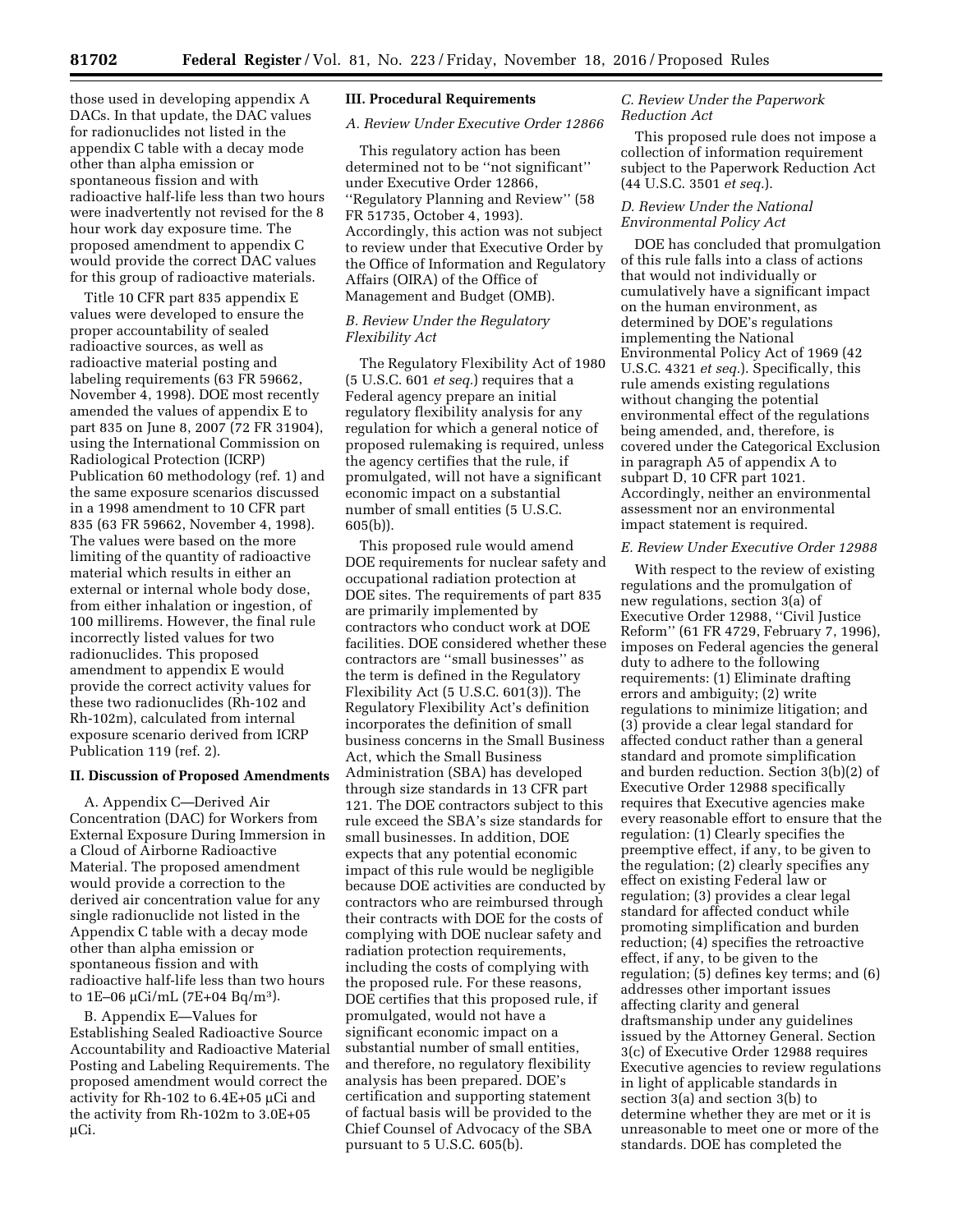those used in developing appendix A DACs. In that update, the DAC values for radionuclides not listed in the appendix C table with a decay mode other than alpha emission or spontaneous fission and with radioactive half-life less than two hours were inadvertently not revised for the 8 hour work day exposure time. The proposed amendment to appendix C would provide the correct DAC values for this group of radioactive materials.

Title 10 CFR part 835 appendix E values were developed to ensure the proper accountability of sealed radioactive sources, as well as radioactive material posting and labeling requirements (63 FR 59662, November 4, 1998). DOE most recently amended the values of appendix E to part 835 on June 8, 2007 (72 FR 31904), using the International Commission on Radiological Protection (ICRP) Publication 60 methodology (ref. 1) and the same exposure scenarios discussed in a 1998 amendment to 10 CFR part 835 (63 FR 59662, November 4, 1998). The values were based on the more limiting of the quantity of radioactive material which results in either an external or internal whole body dose, from either inhalation or ingestion, of 100 millirems. However, the final rule incorrectly listed values for two radionuclides. This proposed amendment to appendix E would provide the correct activity values for these two radionuclides (Rh-102 and Rh-102m), calculated from internal exposure scenario derived from ICRP Publication 119 (ref. 2).

## II. Discussion of Proposed Amendments

A. Appendix C—Derived Air Concentration (DAC) for Workers from External Exposure During Immersion in a Cloud of Airborne Radioactive Material. The proposed amendment would provide a correction to the derived air concentration value for any single radionuclide not listed in the Appendix C table with a decay mode other than alpha emission or spontaneous fission and with radioactive half-life less than two hours to 1E–06 µCi/mL (7E+04 Bq/m$^3$).

B. Appendix E—Values for Establishing Sealed Radioactive Source Accountability and Radioactive Material Posting and Labeling Requirements. The proposed amendment would correct the activity for Rh-102 to 6.4E+05 µCi and the activity from Rh-102m to 3.0E+05 µCi.

## III. Procedural Requirements

### *A. Review Under Executive Order 12866*

This regulatory action has been determined not to be ''not significant'' under Executive Order 12866, ''Regulatory Planning and Review'' (58 FR 51735, October 4, 1993). Accordingly, this action was not subject to review under that Executive Order by the Office of Information and Regulatory Affairs (OIRA) of the Office of Management and Budget (OMB).

### *B. Review Under the Regulatory Flexibility Act*

The Regulatory Flexibility Act of 1980 (5 U.S.C. 601 *et seq.*) requires that a Federal agency prepare an initial regulatory flexibility analysis for any regulation for which a general notice of proposed rulemaking is required, unless the agency certifies that the rule, if promulgated, will not have a significant economic impact on a substantial number of small entities (5 U.S.C. 605(b)).

This proposed rule would amend DOE requirements for nuclear safety and occupational radiation protection at DOE sites. The requirements of part 835 are primarily implemented by contractors who conduct work at DOE facilities. DOE considered whether these contractors are ''small businesses'' as the term is defined in the Regulatory Flexibility Act (5 U.S.C. 601(3)). The Regulatory Flexibility Act's definition incorporates the definition of small business concerns in the Small Business Act, which the Small Business Administration (SBA) has developed through size standards in 13 CFR part 121. The DOE contractors subject to this rule exceed the SBA's size standards for small businesses. In addition, DOE expects that any potential economic impact of this rule would be negligible because DOE activities are conducted by contractors who are reimbursed through their contracts with DOE for the costs of complying with DOE nuclear safety and radiation protection requirements, including the costs of complying with the proposed rule. For these reasons, DOE certifies that this proposed rule, if promulgated, would not have a significant economic impact on a substantial number of small entities, and therefore, no regulatory flexibility analysis has been prepared. DOE's certification and supporting statement of factual basis will be provided to the Chief Counsel of Advocacy of the SBA pursuant to 5 U.S.C. 605(b).

### *C. Review Under the Paperwork Reduction Act*

This proposed rule does not impose a collection of information requirement subject to the Paperwork Reduction Act (44 U.S.C. 3501 *et seq.*).

### *D. Review Under the National Environmental Policy Act*

DOE has concluded that promulgation of this rule falls into a class of actions that would not individually or cumulatively have a significant impact on the human environment, as determined by DOE's regulations implementing the National Environmental Policy Act of 1969 (42 U.S.C. 4321 *et seq.*). Specifically, this rule amends existing regulations without changing the potential environmental effect of the regulations being amended, and, therefore, is covered under the Categorical Exclusion in paragraph A5 of appendix A to subpart D, 10 CFR part 1021. Accordingly, neither an environmental assessment nor an environmental impact statement is required.

### *E. Review Under Executive Order 12988*

With respect to the review of existing regulations and the promulgation of new regulations, section 3(a) of Executive Order 12988, ''Civil Justice Reform'' (61 FR 4729, February 7, 1996), imposes on Federal agencies the general duty to adhere to the following requirements: (1) Eliminate drafting errors and ambiguity; (2) write regulations to minimize litigation; and (3) provide a clear legal standard for affected conduct rather than a general standard and promote simplification and burden reduction. Section 3(b)(2) of Executive Order 12988 specifically requires that Executive agencies make every reasonable effort to ensure that the regulation: (1) Clearly specifies the preemptive effect, if any, to be given to the regulation; (2) clearly specifies any effect on existing Federal law or regulation; (3) provides a clear legal standard for affected conduct while promoting simplification and burden reduction; (4) specifies the retroactive effect, if any, to be given to the regulation; (5) defines key terms; and (6) addresses other important issues affecting clarity and general draftsmanship under any guidelines issued by the Attorney General. Section 3(c) of Executive Order 12988 requires Executive agencies to review regulations in light of applicable standards in section 3(a) and section 3(b) to determine whether they are met or it is unreasonable to meet one or more of the standards. DOE has completed the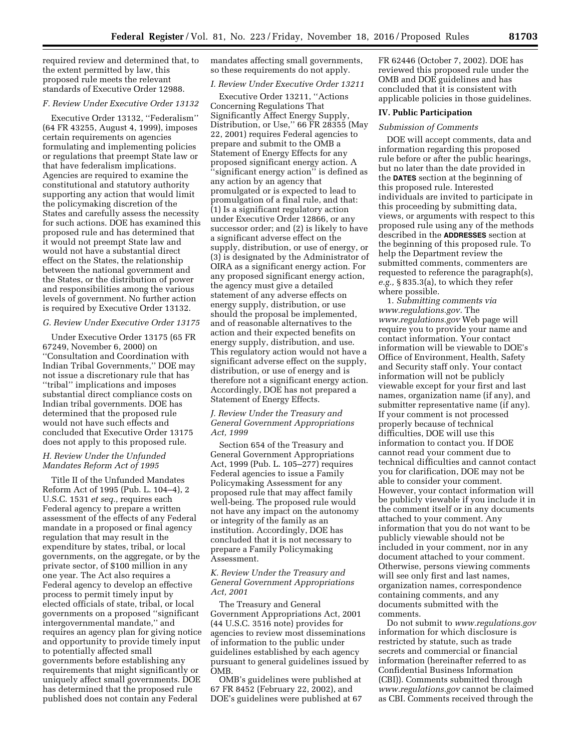required review and determined that, to the extent permitted by law, this proposed rule meets the relevant standards of Executive Order 12988.

### F. Review Under Executive Order 13132

Executive Order 13132, ''Federalism'' (64 FR 43255, August 4, 1999), imposes certain requirements on agencies formulating and implementing policies or regulations that preempt State law or that have federalism implications. Agencies are required to examine the constitutional and statutory authority supporting any action that would limit the policymaking discretion of the States and carefully assess the necessity for such actions. DOE has examined this proposed rule and has determined that it would not preempt State law and would not have a substantial direct effect on the States, the relationship between the national government and the States, or the distribution of power and responsibilities among the various levels of government. No further action is required by Executive Order 13132.

### G. Review Under Executive Order 13175

Under Executive Order 13175 (65 FR 67249, November 6, 2000) on ''Consultation and Coordination with Indian Tribal Governments,'' DOE may not issue a discretionary rule that has ''tribal'' implications and imposes substantial direct compliance costs on Indian tribal governments. DOE has determined that the proposed rule would not have such effects and concluded that Executive Order 13175 does not apply to this proposed rule.

### H. Review Under the Unfunded Mandates Reform Act of 1995

Title II of the Unfunded Mandates Reform Act of 1995 (Pub. L. 104–4), 2 U.S.C. 1531 *et seq.,* requires each Federal agency to prepare a written assessment of the effects of any Federal mandate in a proposed or final agency regulation that may result in the expenditure by states, tribal, or local governments, on the aggregate, or by the private sector, of $100 million in any one year. The Act also requires a Federal agency to develop an effective process to permit timely input by elected officials of state, tribal, or local governments on a proposed ''significant intergovernmental mandate,'' and requires an agency plan for giving notice and opportunity to provide timely input to potentially affected small governments before establishing any requirements that might significantly or uniquely affect small governments. DOE has determined that the proposed rule published does not contain any Federal mandates affecting small governments, so these requirements do not apply.

### I. Review Under Executive Order 13211

Executive Order 13211, ''Actions Concerning Regulations That Significantly Affect Energy Supply, Distribution, or Use,'' 66 FR 28355 (May 22, 2001) requires Federal agencies to prepare and submit to the OMB a Statement of Energy Effects for any proposed significant energy action. A ''significant energy action'' is defined as any action by an agency that promulgated or is expected to lead to promulgation of a final rule, and that: (1) Is a significant regulatory action under Executive Order 12866, or any successor order; and (2) is likely to have a significant adverse effect on the supply, distribution, or use of energy, or (3) is designated by the Administrator of OIRA as a significant energy action. For any proposed significant energy action, the agency must give a detailed statement of any adverse effects on energy supply, distribution, or use should the proposal be implemented, and of reasonable alternatives to the action and their expected benefits on energy supply, distribution, and use. This regulatory action would not have a significant adverse effect on the supply, distribution, or use of energy and is therefore not a significant energy action. Accordingly, DOE has not prepared a Statement of Energy Effects.

### J. Review Under the Treasury and General Government Appropriations Act, 1999

Section 654 of the Treasury and General Government Appropriations Act, 1999 (Pub. L. 105–277) requires Federal agencies to issue a Family Policymaking Assessment for any proposed rule that may affect family well-being. The proposed rule would not have any impact on the autonomy or integrity of the family as an institution. Accordingly, DOE has concluded that it is not necessary to prepare a Family Policymaking Assessment.

### K. Review Under the Treasury and General Government Appropriations Act, 2001

The Treasury and General Government Appropriations Act, 2001 (44 U.S.C. 3516 note) provides for agencies to review most disseminations of information to the public under guidelines established by each agency pursuant to general guidelines issued by OMB.

OMB's guidelines were published at 67 FR 8452 (February 22, 2002), and DOE's guidelines were published at 67 FR 62446 (October 7, 2002). DOE has reviewed this proposed rule under the OMB and DOE guidelines and has concluded that it is consistent with applicable policies in those guidelines.

## IV. Public Participation

### Submission of Comments

DOE will accept comments, data and information regarding this proposed rule before or after the public hearings, but no later than the date provided in the **DATES** section at the beginning of this proposed rule. Interested individuals are invited to participate in this proceeding by submitting data, views, or arguments with respect to this proposed rule using any of the methods described in the **ADDRESSES** section at the beginning of this proposed rule. To help the Department review the submitted comments, commenters are requested to reference the paragraph(s), *e.g.,* § 835.3(a), to which they refer where possible.

1. *Submitting comments via www.regulations.gov.* The *www.regulations.gov* Web page will require you to provide your name and contact information. Your contact information will be viewable to DOE's Office of Environment, Health, Safety and Security staff only. Your contact information will not be publicly viewable except for your first and last names, organization name (if any), and submitter representative name (if any). If your comment is not processed properly because of technical difficulties, DOE will use this information to contact you. If DOE cannot read your comment due to technical difficulties and cannot contact you for clarification, DOE may not be able to consider your comment. However, your contact information will be publicly viewable if you include it in the comment itself or in any documents attached to your comment. Any information that you do not want to be publicly viewable should not be included in your comment, nor in any document attached to your comment. Otherwise, persons viewing comments will see only first and last names, organization names, correspondence containing comments, and any documents submitted with the comments.

Do not submit to *www.regulations.gov* information for which disclosure is restricted by statute, such as trade secrets and commercial or financial information (hereinafter referred to as Confidential Business Information (CBI)). Comments submitted through *www.regulations.gov* cannot be claimed as CBI. Comments received through the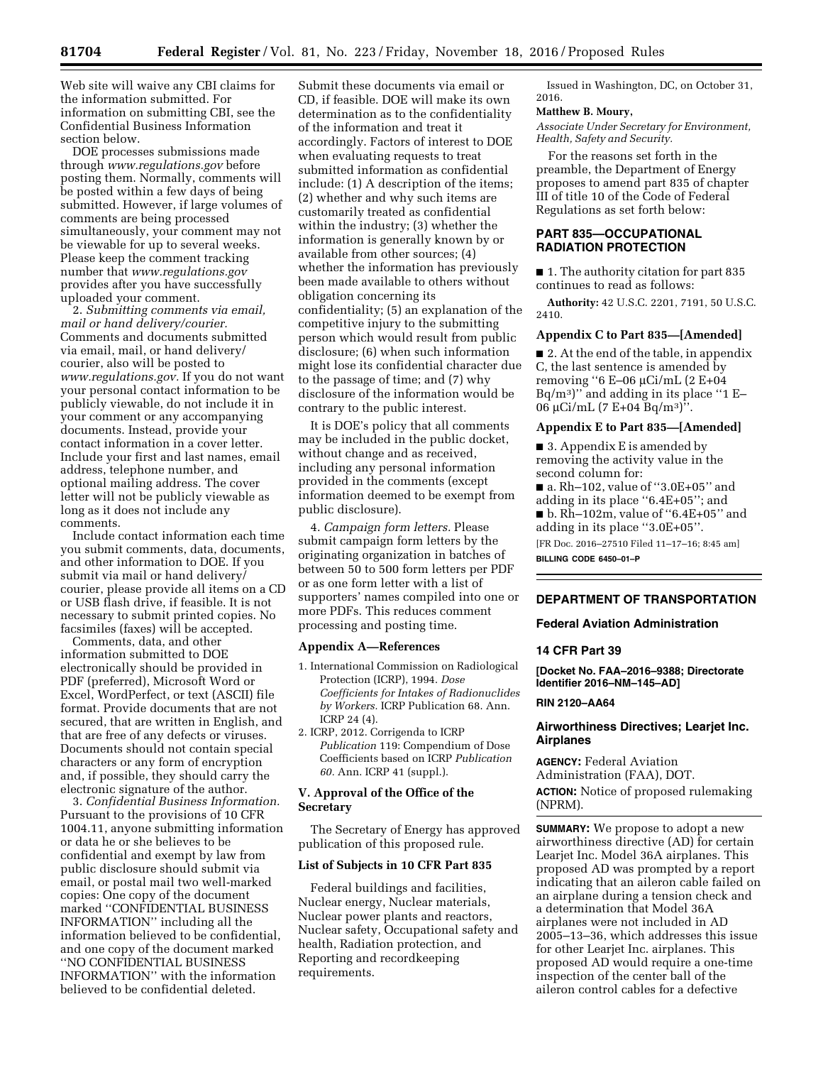Web site will waive any CBI claims for the information submitted. For information on submitting CBI, see the Confidential Business Information section below.

DOE processes submissions made through *www.regulations.gov* before posting them. Normally, comments will be posted within a few days of being submitted. However, if large volumes of comments are being processed simultaneously, your comment may not be viewable for up to several weeks. Please keep the comment tracking number that *www.regulations.gov* provides after you have successfully uploaded your comment.

2. *Submitting comments via email, mail or hand delivery/courier.* Comments and documents submitted via email, mail, or hand delivery/courier, also will be posted to *www.regulations.gov*. If you do not want your personal contact information to be publicly viewable, do not include it in your comment or any accompanying documents. Instead, provide your contact information in a cover letter. Include your first and last names, email address, telephone number, and optional mailing address. The cover letter will not be publicly viewable as long as it does not include any comments.

Include contact information each time you submit comments, data, documents, and other information to DOE. If you submit via mail or hand delivery/courier, please provide all items on a CD or USB flash drive, if feasible. It is not necessary to submit printed copies. No facsimiles (faxes) will be accepted.

Comments, data, and other information submitted to DOE electronically should be provided in PDF (preferred), Microsoft Word or Excel, WordPerfect, or text (ASCII) file format. Provide documents that are not secured, that are written in English, and that are free of any defects or viruses. Documents should not contain special characters or any form of encryption and, if possible, they should carry the electronic signature of the author.

3. *Confidential Business Information.* Pursuant to the provisions of 10 CFR 1004.11, anyone submitting information or data he or she believes to be confidential and exempt by law from public disclosure should submit via email, or postal mail two well-marked copies: One copy of the document marked ''CONFIDENTIAL BUSINESS INFORMATION'' including all the information believed to be confidential, and one copy of the document marked ''NO CONFIDENTIAL BUSINESS INFORMATION'' with the information believed to be confidential deleted. Submit these documents via email or CD, if feasible. DOE will make its own determination as to the confidentiality of the information and treat it accordingly. Factors of interest to DOE when evaluating requests to treat submitted information as confidential include: (1) A description of the items; (2) whether and why such items are customarily treated as confidential within the industry; (3) whether the information is generally known by or available from other sources; (4) whether the information has previously been made available to others without obligation concerning its confidentiality; (5) an explanation of the competitive injury to the submitting person which would result from public disclosure; (6) when such information might lose its confidential character due to the passage of time; and (7) why disclosure of the information would be contrary to the public interest.

It is DOE's policy that all comments may be included in the public docket, without change and as received, including any personal information provided in the comments (except information deemed to be exempt from public disclosure).

4. *Campaign form letters.* Please submit campaign form letters by the originating organization in batches of between 50 to 500 form letters per PDF or as one form letter with a list of supporters' names compiled into one or more PDFs. This reduces comment processing and posting time.

### Appendix A—References

1. International Commission on Radiological Protection (ICRP), 1994. *Dose Coefficients for Intakes of Radionuclides by Workers.* ICRP Publication 68. Ann. ICRP 24 (4).
2. ICRP, 2012. Corrigenda to ICRP *Publication* 119: Compendium of Dose Coefficients based on ICRP *Publication 60*. Ann. ICRP 41 (suppl.).

### V. Approval of the Office of the Secretary

The Secretary of Energy has approved publication of this proposed rule.

### List of Subjects in 10 CFR Part 835

Federal buildings and facilities, Nuclear energy, Nuclear materials, Nuclear power plants and reactors, Nuclear safety, Occupational safety and health, Radiation protection, and Reporting and recordkeeping requirements.

Issued in Washington, DC, on October 31, 2016.

**Matthew B. Moury,**

*Associate Under Secretary for Environment, Health, Safety and Security.*

For the reasons set forth in the preamble, the Department of Energy proposes to amend part 835 of chapter III of title 10 of the Code of Federal Regulations as set forth below:

## PART 835—OCCUPATIONAL RADIATION PROTECTION

■ 1. The authority citation for part 835 continues to read as follows:

**Authority:** 42 U.S.C. 2201, 7191, 50 U.S.C. 2410.

### Appendix C to Part 835—[Amended]

■ 2. At the end of the table, in appendix C, the last sentence is amended by removing ''6 E–06 μCi/mL (2 E+04 Bq/m$^3$)'' and adding in its place ''1 E–06 μCi/mL (7 E+04 Bq/m$^3$)''.

### Appendix E to Part 835—[Amended]

■ 3. Appendix E is amended by removing the activity value in the second column for:

■ a. Rh–102, value of ''3.0E+05'' and adding in its place ''6.4E+05''; and

■ b. Rh–102m, value of ''6.4E+05'' and adding in its place ''3.0E+05''.

[FR Doc. 2016–27510 Filed 11–17–16; 8:45 am]

**BILLING CODE 6450–01–P**

## DEPARTMENT OF TRANSPORTATION

### Federal Aviation Administration

### 14 CFR Part 39

**[Docket No. FAA–2016–9388; Directorate Identifier 2016–NM–145–AD]**

**RIN 2120–AA64**

### Airworthiness Directives; Learjet Inc. Airplanes

**AGENCY:** Federal Aviation Administration (FAA), DOT.

**ACTION:** Notice of proposed rulemaking (NPRM).

**SUMMARY:** We propose to adopt a new airworthiness directive (AD) for certain Learjet Inc. Model 36A airplanes. This proposed AD was prompted by a report indicating that an aileron cable failed on an airplane during a tension check and a determination that Model 36A airplanes were not included in AD 2005–13–36, which addresses this issue for other Learjet Inc. airplanes. This proposed AD would require a one-time inspection of the center ball of the aileron control cables for a defective